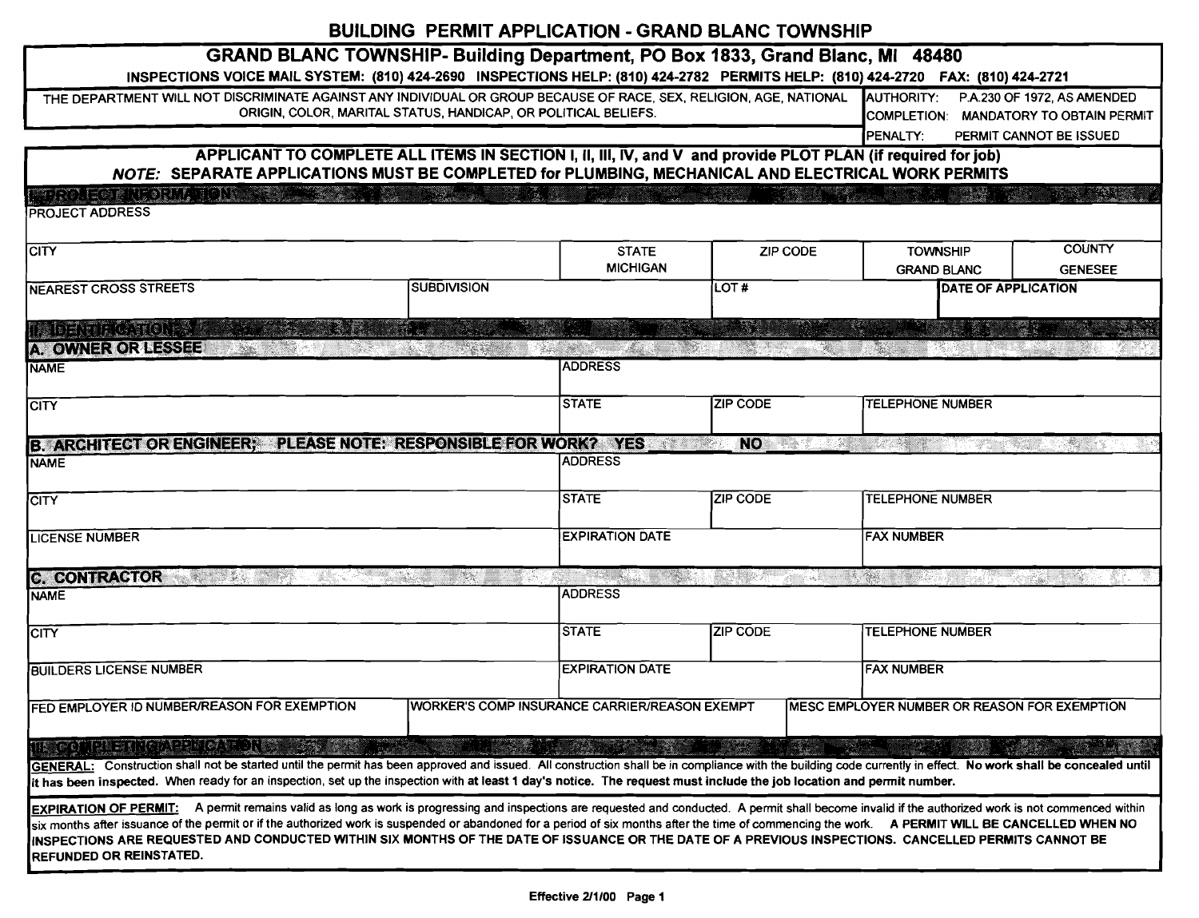# BUILDING PERMIT APPLICATION - GRAND BLANC TOWNSHIP

**GRAND BLANC TOWNSHIP- Building Department, PO Box 1833, Grand Blanc, MI 48480**

**INSPECTIONS VOICE MAIL SYSTEM: (810) 424-2690 INSPECTIONS HELP: (810) 424-2782 PERMITS HELP: (810) 424-2720 FAX: (810) 424-2721**

| THE DEPARTMENT WILL NOT DISCRIMINATE AGAINST ANY INDIVIDUAL OR GROUP BECAUSE OF RACE, SEX, RELIGION, AGE, NATIONAL ORIGIN, COLOR, MARITAL STATUS, HANDICAP, OR POLITICAL BELIEFS. | AUTHORITY: P.A.230 OF 1972, AS AMENDED<br>COMPLETION: MANDATORY TO OBTAIN PERMIT<br>PENALTY: PERMIT CANNOT BE ISSUED |
|---|---|

**APPLICANT TO COMPLETE ALL ITEMS IN SECTION I, II, III, IV, and V and provide PLOT PLAN (if required for job)**

***NOTE:* SEPARATE APPLICATIONS MUST BE COMPLETED for PLUMBING, MECHANICAL AND ELECTRICAL WORK PERMITS**

## I. PROJECT INFORMATION

| PROJECT ADDRESS | | | | | |
|---|---|---|---|---|---|
| CITY | | STATE<br>MICHIGAN | ZIP CODE | TOWNSHIP<br>GRAND BLANC | COUNTY<br>GENESEE |
| NEAREST CROSS STREETS | SUBDIVISION | | LOT # | | DATE OF APPLICATION |

## II. IDENTIFICATION

### A. OWNER OR LESSEE

| NAME | ADDRESS | | |
|---|---|---|---|
| CITY | STATE | ZIP CODE | TELEPHONE NUMBER |

### B. ARCHITECT OR ENGINEER; PLEASE NOTE: RESPONSIBLE FOR WORK? YES NO

| NAME | ADDRESS | | |
|---|---|---|---|
| CITY | STATE | ZIP CODE | TELEPHONE NUMBER |
| LICENSE NUMBER | EXPIRATION DATE | | FAX NUMBER |

### C. CONTRACTOR

| NAME | ADDRESS | | |
|---|---|---|---|
| CITY | STATE | ZIP CODE | TELEPHONE NUMBER |
| BUILDERS LICENSE NUMBER | EXPIRATION DATE | | FAX NUMBER |

| FED EMPLOYER ID NUMBER/REASON FOR EXEMPTION | WORKER'S COMP INSURANCE CARRIER/REASON EXEMPT | MESC EMPLOYER NUMBER OR REASON FOR EXEMPTION |
|---|---|---|

## III. COMPLETING APPLICATION

**GENERAL:** Construction shall not be started until the permit has been approved and issued. All construction shall be in compliance with the building code currently in effect. **No work shall be concealed until it has been inspected.** When ready for an inspection, set up the inspection with **at least 1 day's notice. The request must include the job location and permit number.**

**EXPIRATION OF PERMIT:** A permit remains valid as long as work is progressing and inspections are requested and conducted. A permit shall become invalid if the authorized work is not commenced within six months after issuance of the permit or if the authorized work is suspended or abandoned for a period of six months after the time of commencing the work. **A PERMIT WILL BE CANCELLED WHEN NO INSPECTIONS ARE REQUESTED AND CONDUCTED WITHIN SIX MONTHS OF THE DATE OF ISSUANCE OR THE DATE OF A PREVIOUS INSPECTIONS. CANCELLED PERMITS CANNOT BE REFUNDED OR REINSTATED.**

Effective 2/1/00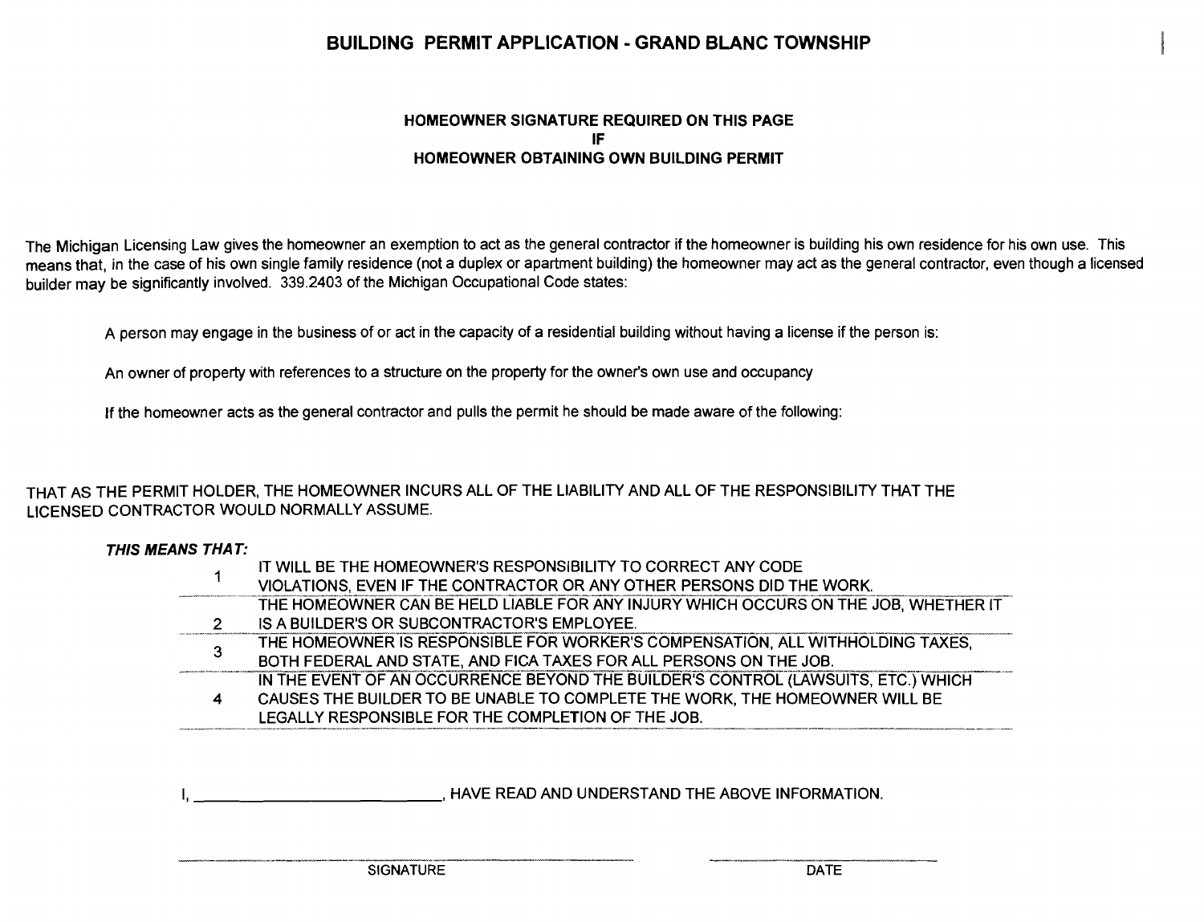# BUILDING PERMIT APPLICATION - GRAND BLANC TOWNSHIP

**HOMEOWNER SIGNATURE REQUIRED ON THIS PAGE**
**IF**
**HOMEOWNER OBTAINING OWN BUILDING PERMIT**

The Michigan Licensing Law gives the homeowner an exemption to act as the general contractor if the homeowner is building his own residence for his own use. This means that, in the case of his own single family residence (not a duplex or apartment building) the homeowner may act as the general contractor, even though a licensed builder may be significantly involved. 339.2403 of the Michigan Occupational Code states:

A person may engage in the business of or act in the capacity of a residential building without having a license if the person is:

An owner of property with references to a structure on the property for the owner's own use and occupancy

If the homeowner acts as the general contractor and pulls the permit he should be made aware of the following:

THAT AS THE PERMIT HOLDER, THE HOMEOWNER INCURS ALL OF THE LIABILITY AND ALL OF THE RESPONSIBILITY THAT THE LICENSED CONTRACTOR WOULD NORMALLY ASSUME.

***THIS MEANS THAT:***

| | |
|---|---|
| 1 | IT WILL BE THE HOMEOWNER'S RESPONSIBILITY TO CORRECT ANY CODE VIOLATIONS, EVEN IF THE CONTRACTOR OR ANY OTHER PERSONS DID THE WORK. |
| 2 | THE HOMEOWNER CAN BE HELD LIABLE FOR ANY INJURY WHICH OCCURS ON THE JOB, WHETHER IT IS A BUILDER'S OR SUBCONTRACTOR'S EMPLOYEE. |
| 3 | THE HOMEOWNER IS RESPONSIBLE FOR WORKER'S COMPENSATION, ALL WITHHOLDING TAXES, BOTH FEDERAL AND STATE, AND FICA TAXES FOR ALL PERSONS ON THE JOB. |
| 4 | IN THE EVENT OF AN OCCURRENCE BEYOND THE BUILDER'S CONTROL (LAWSUITS, ETC.) WHICH CAUSES THE BUILDER TO BE UNABLE TO COMPLETE THE WORK, THE HOMEOWNER WILL BE LEGALLY RESPONSIBLE FOR THE COMPLETION OF THE JOB. |

I, ____________________________, HAVE READ AND UNDERSTAND THE ABOVE INFORMATION.

______________________________ SIGNATURE

______________________ DATE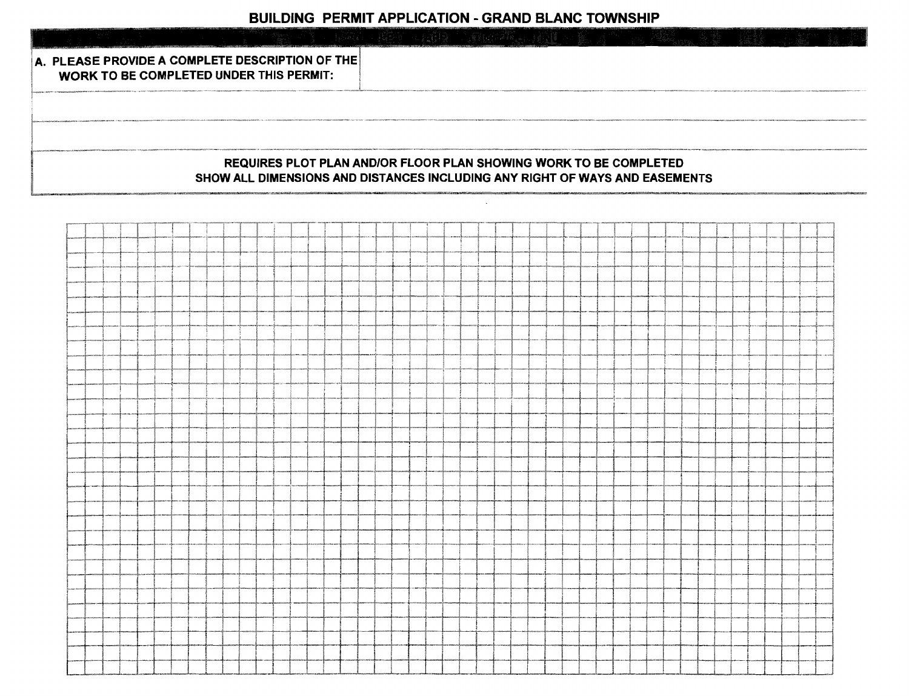# BUILDING PERMIT APPLICATION - GRAND BLANC TOWNSHIP

| A. PLEASE PROVIDE A COMPLETE DESCRIPTION OF THE WORK TO BE COMPLETED UNDER THIS PERMIT: | |
|---|---|
| | |
| | |

**REQUIRES PLOT PLAN AND/OR FLOOR PLAN SHOWING WORK TO BE COMPLETED**
**SHOW ALL DIMENSIONS AND DISTANCES INCLUDING ANY RIGHT OF WAYS AND EASEMENTS**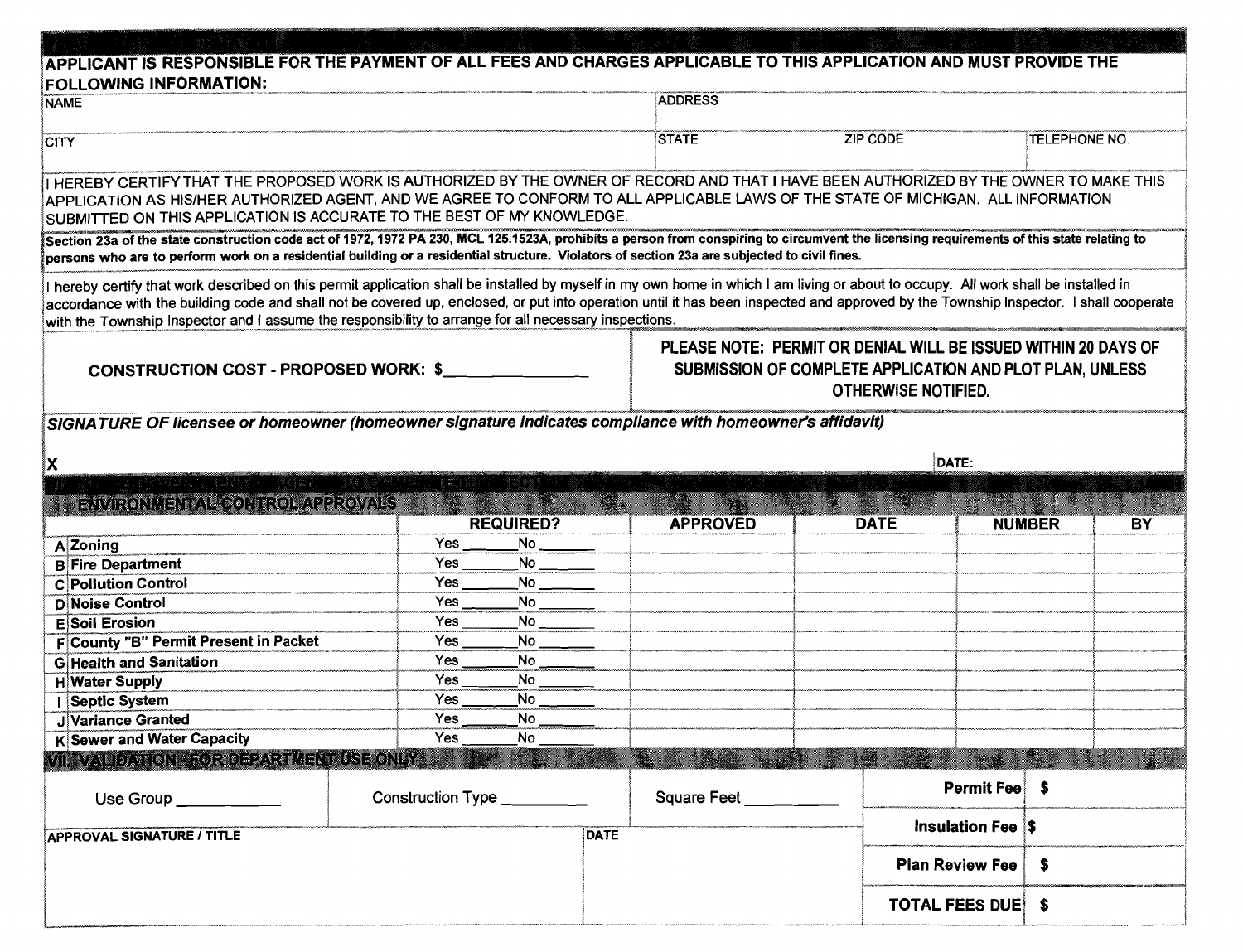**APPLICANT IS RESPONSIBLE FOR THE PAYMENT OF ALL FEES AND CHARGES APPLICABLE TO THIS APPLICATION AND MUST PROVIDE THE FOLLOWING INFORMATION:**

| NAME | ADDRESS | | |
|---|---|---|---|
| CITY | STATE | ZIP CODE | TELEPHONE NO. |

I HEREBY CERTIFY THAT THE PROPOSED WORK IS AUTHORIZED BY THE OWNER OF RECORD AND THAT I HAVE BEEN AUTHORIZED BY THE OWNER TO MAKE THIS APPLICATION AS HIS/HER AUTHORIZED AGENT, AND WE AGREE TO CONFORM TO ALL APPLICABLE LAWS OF THE STATE OF MICHIGAN. ALL INFORMATION SUBMITTED ON THIS APPLICATION IS ACCURATE TO THE BEST OF MY KNOWLEDGE.

**Section 23a of the state construction code act of 1972, 1972 PA 230, MCL 125.1523A, prohibits a person from conspiring to circumvent the licensing requirements of this state relating to persons who are to perform work on a residential building or a residential structure. Violators of section 23a are subjected to civil fines.**

I hereby certify that work described on this permit application shall be installed by myself in my own home in which I am living or about to occupy. All work shall be installed in accordance with the building code and shall not be covered up, enclosed, or put into operation until it has been inspected and approved by the Township Inspector. I shall cooperate with the Township Inspector and I assume the responsibility to arrange for all necessary inspections.

**CONSTRUCTION COST - PROPOSED WORK: $_______________**

**PLEASE NOTE: PERMIT OR DENIAL WILL BE ISSUED WITHIN 20 DAYS OF SUBMISSION OF COMPLETE APPLICATION AND PLOT PLAN, UNLESS OTHERWISE NOTIFIED.**

***SIGNATURE OF licensee or homeowner (homeowner signature indicates compliance with homeowner's affidavit)***

X  DATE:

## ENVIRONMENTAL CONTROL APPROVALS

| | | REQUIRED? | APPROVED | DATE | NUMBER | BY |
|---|---|---|---|---|---|---|
| A | Zoning | Yes _______ No _______ | | | | |
| B | Fire Department | Yes _______ No _______ | | | | |
| C | Pollution Control | Yes _______ No _______ | | | | |
| D | Noise Control | Yes _______ No _______ | | | | |
| E | Soil Erosion | Yes _______ No _______ | | | | |
| F | County "B" Permit Present in Packet | Yes _______ No _______ | | | | |
| G | Health and Sanitation | Yes _______ No _______ | | | | |
| H | Water Supply | Yes _______ No _______ | | | | |
| I | Septic System | Yes _______ No _______ | | | | |
| J | Variance Granted | Yes _______ No _______ | | | | |
| K | Sewer and Water Capacity | Yes _______ No _______ | | | | |

## VII. VALIDATION - FOR DEPARTMENT USE ONLY

| | | | | |
|---|---|---|---|---|
| Use Group ___________ | Construction Type _________ | Square Feet __________ | Permit Fee | $ |
| APPROVAL SIGNATURE / TITLE | | DATE | Insulation Fee | $ |
| | | | Plan Review Fee | $ |
| | | | TOTAL FEES DUE | $ |